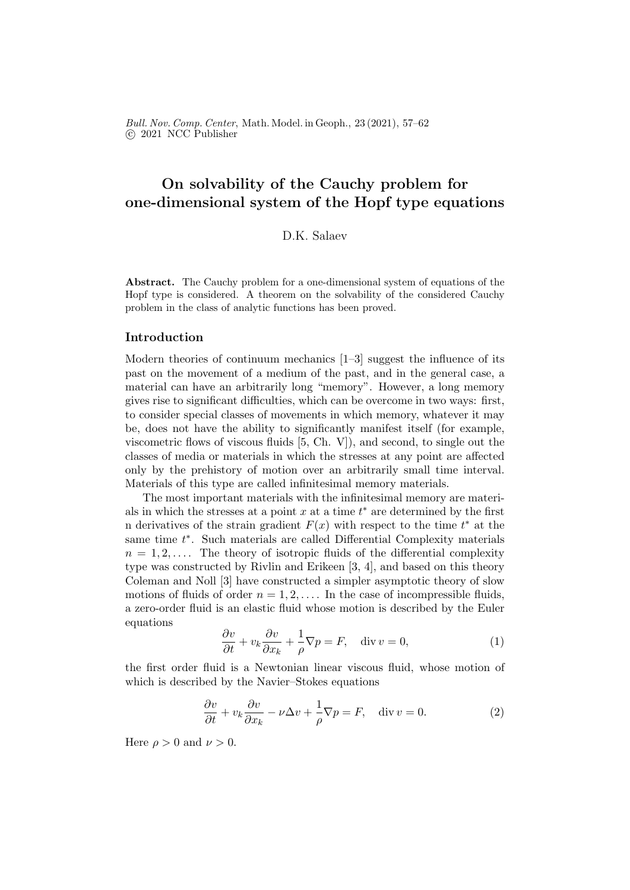# On solvability of the Cauchy problem for one-dimensional system of the Hopf type equations

D.K. Salaev

**Abstract.** The Cauchy problem for a one-dimensional system of equations of the Hopf type is considered. A theorem on the solvability of the considered Cauchy problem in the class of analytic functions has been proved.

## Introduction

Modern theories of continuum mechanics [1–3] suggest the influence of its past on the movement of a medium of the past, and in the general case, a material can have an arbitrarily long "memory". However, a long memory gives rise to significant difficulties, which can be overcome in two ways: first, to consider special classes of movements in which memory, whatever it may be, does not have the ability to significantly manifest itself (for example, viscometric flows of viscous fluids [5, Ch. V]), and second, to single out the classes of media or materials in which the stresses at any point are affected only by the prehistory of motion over an arbitrarily small time interval. Materials of this type are called infinitesimal memory materials.

The most important materials with the infinitesimal memory are materials in which the stresses at a point $x$ at a time $t^*$ are determined by the first n derivatives of the strain gradient $F(x)$ with respect to the time $t^*$ at the same time $t^*$. Such materials are called Differential Complexity materials $n = 1, 2, \ldots$. The theory of isotropic fluids of the differential complexity type was constructed by Rivlin and Erikeen [3, 4], and based on this theory Coleman and Noll [3] have constructed a simpler asymptotic theory of slow motions of fluids of order $n = 1, 2, \ldots$. In the case of incompressible fluids, a zero-order fluid is an elastic fluid whose motion is described by the Euler equations

$$\frac{\partial v}{\partial t} + v_k \frac{\partial v}{\partial x_k} + \frac{1}{\rho}\nabla p = F, \quad \operatorname{div} v = 0, \tag{1}$$

the first order fluid is a Newtonian linear viscous fluid, whose motion of which is described by the Navier–Stokes equations

$$\frac{\partial v}{\partial t} + v_k \frac{\partial v}{\partial x_k} - \nu \Delta v + \frac{1}{\rho}\nabla p = F, \quad \operatorname{div} v = 0. \tag{2}$$

Here $\rho > 0$ and $\nu > 0$.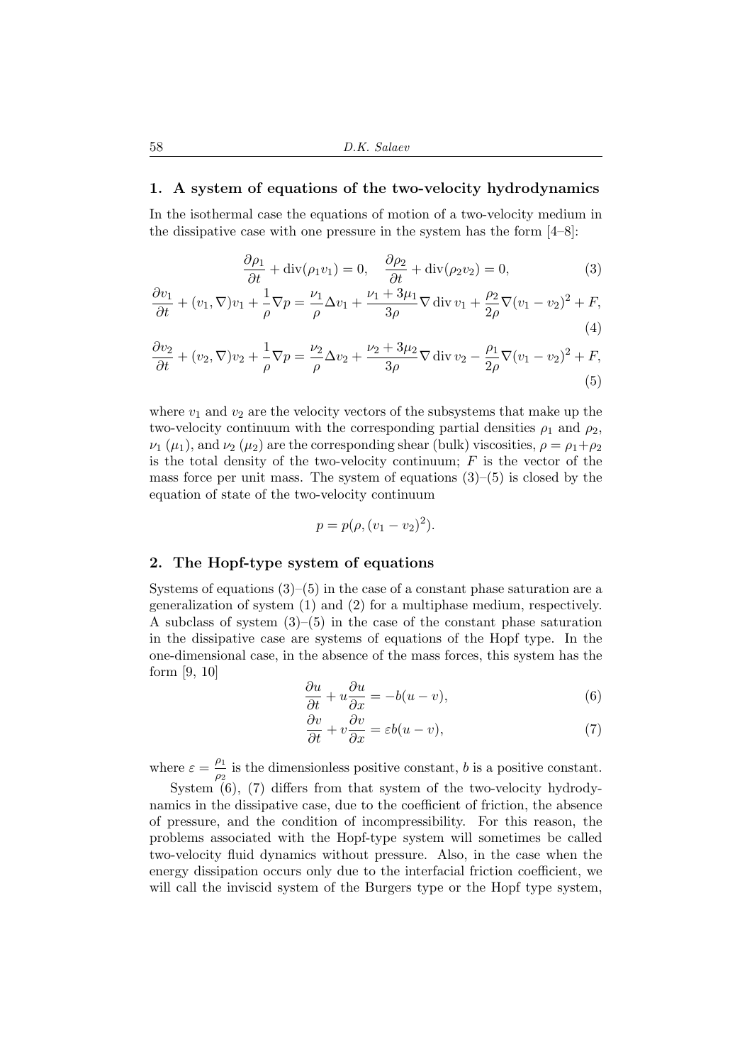## 1. A system of equations of the two-velocity hydrodynamics

In the isothermal case the equations of motion of a two-velocity medium in the dissipative case with one pressure in the system has the form [4–8]:

$$\frac{\partial \rho_1}{\partial t} + \operatorname{div}(\rho_1 v_1) = 0, \quad \frac{\partial \rho_2}{\partial t} + \operatorname{div}(\rho_2 v_2) = 0, \tag{3}$$

$$\frac{\partial v_1}{\partial t} + (v_1, \nabla)v_1 + \frac{1}{\rho}\nabla p = \frac{\nu_1}{\rho}\Delta v_1 + \frac{\nu_1 + 3\mu_1}{3\rho}\nabla \operatorname{div} v_1 + \frac{\rho_2}{2\rho}\nabla(v_1 - v_2)^2 + F, \tag{4}$$

$$\frac{\partial v_2}{\partial t} + (v_2, \nabla)v_2 + \frac{1}{\rho}\nabla p = \frac{\nu_2}{\rho}\Delta v_2 + \frac{\nu_2 + 3\mu_2}{3\rho}\nabla \operatorname{div} v_2 - \frac{\rho_1}{2\rho}\nabla(v_1 - v_2)^2 + F, \tag{5}$$

where $v_1$ and $v_2$ are the velocity vectors of the subsystems that make up the two-velocity continuum with the corresponding partial densities $\rho_1$ and $\rho_2$, $\nu_1$ ($\mu_1$), and $\nu_2$ ($\mu_2$) are the corresponding shear (bulk) viscosities, $\rho = \rho_1 + \rho_2$ is the total density of the two-velocity continuum; $F$ is the vector of the mass force per unit mass. The system of equations (3)–(5) is closed by the equation of state of the two-velocity continuum

$$p = p(\rho, (v_1 - v_2)^2).$$

## 2. The Hopf-type system of equations

Systems of equations (3)–(5) in the case of a constant phase saturation are a generalization of system (1) and (2) for a multiphase medium, respectively. A subclass of system (3)–(5) in the case of the constant phase saturation in the dissipative case are systems of equations of the Hopf type. In the one-dimensional case, in the absence of the mass forces, this system has the form [9, 10]

$$\frac{\partial u}{\partial t} + u\frac{\partial u}{\partial x} = -b(u - v), \tag{6}$$

$$\frac{\partial v}{\partial t} + v\frac{\partial v}{\partial x} = \varepsilon b(u - v), \tag{7}$$

where $\varepsilon = \frac{\rho_1}{\rho_2}$ is the dimensionless positive constant, $b$ is a positive constant.

System (6), (7) differs from that system of the two-velocity hydrodynamics in the dissipative case, due to the coefficient of friction, the absence of pressure, and the condition of incompressibility. For this reason, the problems associated with the Hopf-type system will sometimes be called two-velocity fluid dynamics without pressure. Also, in the case when the energy dissipation occurs only due to the interfacial friction coefficient, we will call the inviscid system of the Burgers type or the Hopf type system,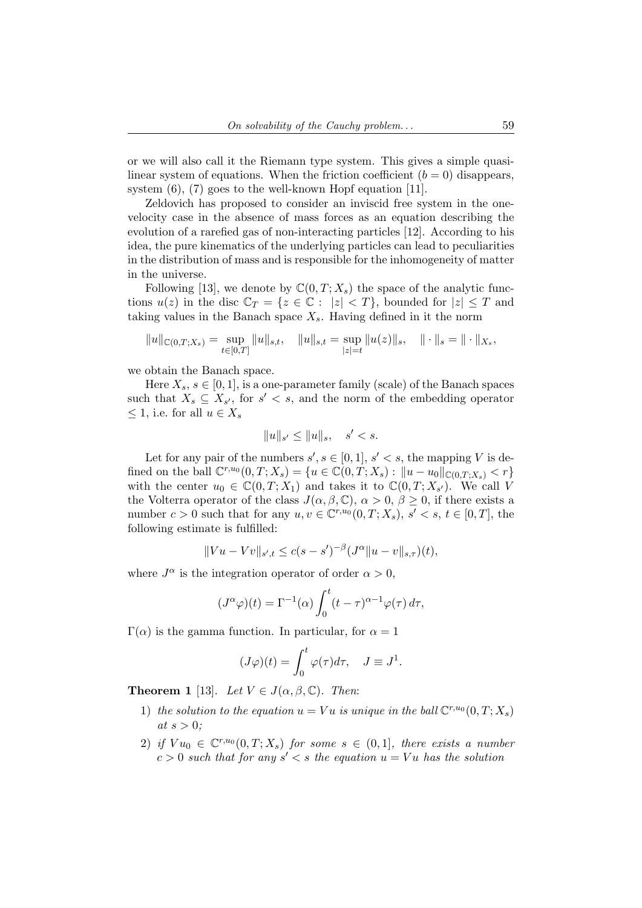or we will also call it the Riemann type system. This gives a simple quasilinear system of equations. When the friction coefficient ($b = 0$) disappears, system (6), (7) goes to the well-known Hopf equation [11].

Zeldovich has proposed to consider an inviscid free system in the one-velocity case in the absence of mass forces as an equation describing the evolution of a rarefied gas of non-interacting particles [12]. According to his idea, the pure kinematics of the underlying particles can lead to peculiarities in the distribution of mass and is responsible for the inhomogeneity of matter in the universe.

Following [13], we denote by $\mathbb{C}(0, T; X_s)$ the space of the analytic functions $u(z)$ in the disc $\mathbb{C}_T = \{z \in \mathbb{C} : \ |z| < T\}$, bounded for $|z| \le T$ and taking values in the Banach space $X_s$. Having defined in it the norm

$$\|u\|_{\mathbb{C}(0,T;X_s)} = \sup_{t\in[0,T]} \|u\|_{s,t}, \quad \|u\|_{s,t} = \sup_{|z|=t} \|u(z)\|_s, \quad \|\cdot\|_s = \|\cdot\|_{X_s},$$

we obtain the Banach space.

Here $X_s$, $s \in [0, 1]$, is a one-parameter family (scale) of the Banach spaces such that $X_s \subseteq X_{s'}$, for $s' < s$, and the norm of the embedding operator $\le 1$, i.e. for all $u \in X_s$

$$\|u\|_{s'} \le \|u\|_s, \quad s' < s.$$

Let for any pair of the numbers $s', s \in [0, 1]$, $s' < s$, the mapping $V$ is defined on the ball $\mathbb{C}^{r,u_0}(0, T; X_s) = \{u \in \mathbb{C}(0, T; X_s) : \|u - u_0\|_{\mathbb{C}(0,T;X_s)} < r\}$ with the center $u_0 \in \mathbb{C}(0, T; X_1)$ and takes it to $\mathbb{C}(0, T; X_{s'})$. We call $V$ the Volterra operator of the class $J(\alpha, \beta, \mathbb{C})$, $\alpha > 0$, $\beta \ge 0$, if there exists a number $c > 0$ such that for any $u, v \in \mathbb{C}^{r,u_0}(0, T; X_s)$, $s' < s$, $t \in [0, T]$, the following estimate is fulfilled:

$$\|Vu - Vv\|_{s',t} \le c(s - s')^{-\beta} (J^\alpha \|u - v\|_{s,\tau})(t),$$

where $J^\alpha$ is the integration operator of order $\alpha > 0$,

$$(J^\alpha \varphi)(t) = \Gamma^{-1}(\alpha) \int_0^t (t - \tau)^{\alpha - 1} \varphi(\tau)\, d\tau,$$

$\Gamma(\alpha)$ is the gamma function. In particular, for $\alpha = 1$

$$(J\varphi)(t) = \int_0^t \varphi(\tau) d\tau, \quad J \equiv J^1.$$

**Theorem 1** [13]. *Let $V \in J(\alpha, \beta, \mathbb{C})$. Then*:

1) *the solution to the equation $u = Vu$ is unique in the ball $\mathbb{C}^{r,u_0}(0, T; X_s)$ at $s > 0$;*
2) *if $Vu_0 \in \mathbb{C}^{r,u_0}(0, T; X_s)$ for some $s \in (0, 1]$, there exists a number $c > 0$ such that for any $s' < s$ the equation $u = Vu$ has the solution*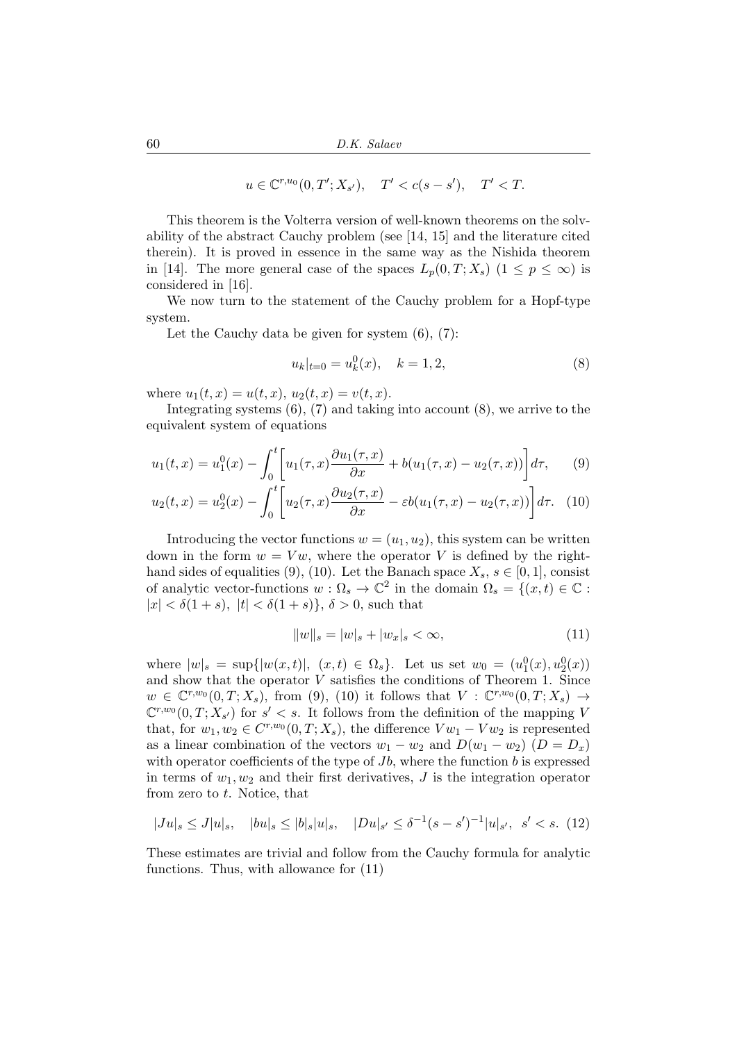$$u \in \mathbb{C}^{r,u_0}(0, T'; X_{s'}), \quad T' < c(s - s'), \quad T' < T.$$

This theorem is the Volterra version of well-known theorems on the solvability of the abstract Cauchy problem (see [14, 15] and the literature cited therein). It is proved in essence in the same way as the Nishida theorem in [14]. The more general case of the spaces $L_p(0, T; X_s)$ $(1 \leq p \leq \infty)$ is considered in [16].

We now turn to the statement of the Cauchy problem for a Hopf-type system.

Let the Cauchy data be given for system (6), (7):

$$u_k|_{t=0} = u_k^0(x), \quad k = 1, 2, \tag{8}$$

where $u_1(t, x) = u(t, x)$, $u_2(t, x) = v(t, x)$.

Integrating systems (6), (7) and taking into account (8), we arrive to the equivalent system of equations

$$u_1(t, x) = u_1^0(x) - \int_0^t \left[ u_1(\tau, x) \frac{\partial u_1(\tau, x)}{\partial x} + b(u_1(\tau, x) - u_2(\tau, x)) \right] d\tau, \tag{9}$$

$$u_2(t, x) = u_2^0(x) - \int_0^t \left[ u_2(\tau, x) \frac{\partial u_2(\tau, x)}{\partial x} - \varepsilon b(u_1(\tau, x) - u_2(\tau, x)) \right] d\tau. \tag{10}$$

Introducing the vector functions $w = (u_1, u_2)$, this system can be written down in the form $w = Vw$, where the operator $V$ is defined by the right-hand sides of equalities (9), (10). Let the Banach space $X_s$, $s \in [0, 1]$, consist of analytic vector-functions $w : \Omega_s \to \mathbb{C}^2$ in the domain $\Omega_s = \{(x, t) \in \mathbb{C} : |x| < \delta(1 + s),\ |t| < \delta(1 + s)\}$, $\delta > 0$, such that

$$\|w\|_s = |w|_s + |w_x|_s < \infty, \tag{11}$$

where $|w|_s = \sup\{|w(x, t)|,\ (x, t) \in \Omega_s\}$. Let us set $w_0 = (u_1^0(x), u_2^0(x))$ and show that the operator $V$ satisfies the conditions of Theorem 1. Since $w \in \mathbb{C}^{r,w_0}(0, T; X_s)$, from (9), (10) it follows that $V : \mathbb{C}^{r,w_0}(0, T; X_s) \to \mathbb{C}^{r,w_0}(0, T; X_{s'})$ for $s' < s$. It follows from the definition of the mapping $V$ that, for $w_1, w_2 \in C^{r,w_0}(0, T; X_s)$, the difference $Vw_1 - Vw_2$ is represented as a linear combination of the vectors $w_1 - w_2$ and $D(w_1 - w_2)$ $(D = D_x)$ with operator coefficients of the type of $Jb$, where the function $b$ is expressed in terms of $w_1, w_2$ and their first derivatives, $J$ is the integration operator from zero to $t$. Notice, that

$$|Ju|_s \leq J|u|_s, \quad |bu|_s \leq |b|_s |u|_s, \quad |Du|_{s'} \leq \delta^{-1}(s - s')^{-1}|u|_{s'}, \ \ s' < s. \tag{12}$$

These estimates are trivial and follow from the Cauchy formula for analytic functions. Thus, with allowance for (11)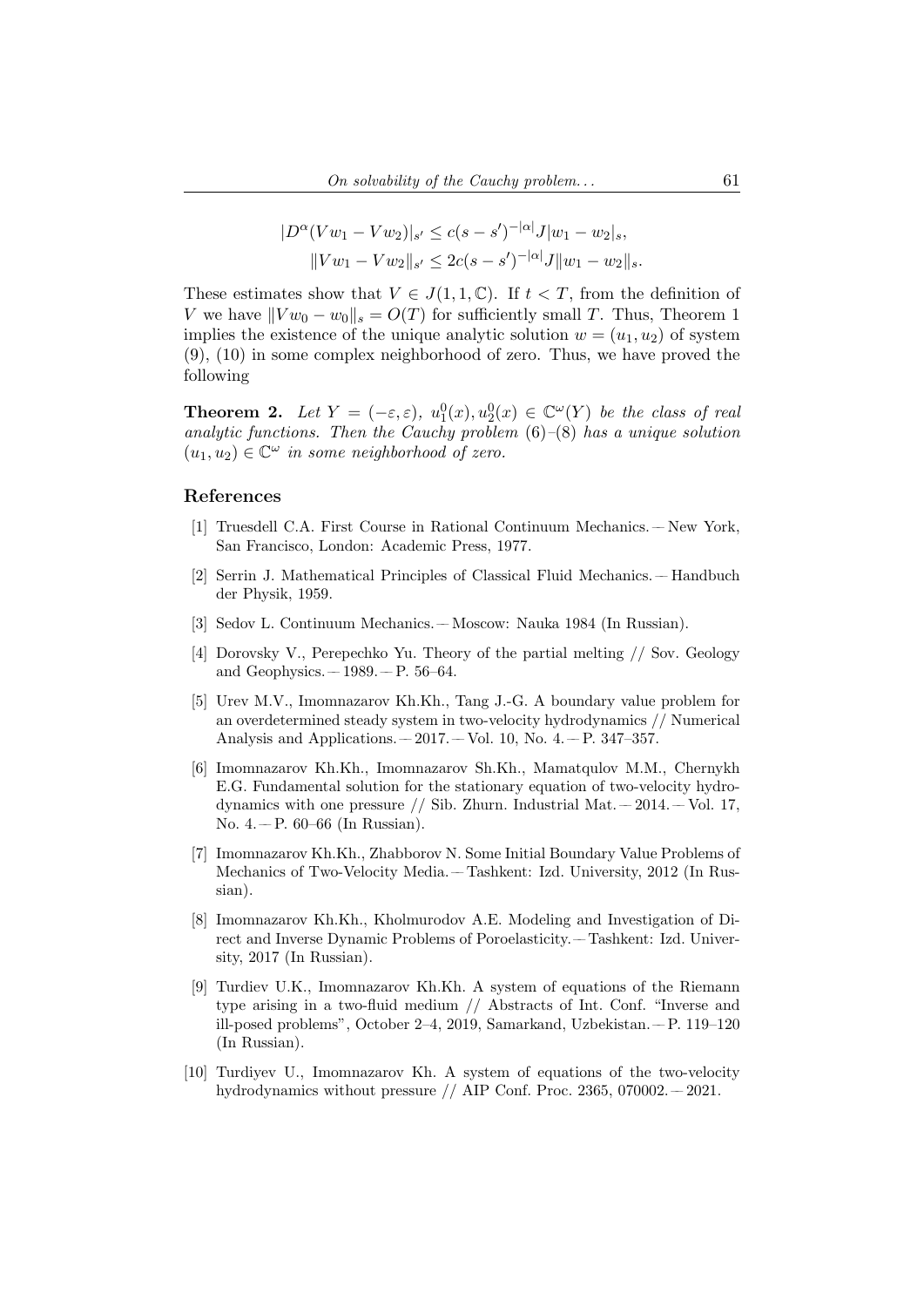$$
\begin{aligned}
|D^{\alpha}(Vw_1 - Vw_2)|_{s'} &\le c(s-s')^{-|\alpha|} J |w_1 - w_2|_s,\\
\|Vw_1 - Vw_2\|_{s'} &\le 2c(s-s')^{-|\alpha|} J \|w_1 - w_2\|_s.
\end{aligned}
$$

These estimates show that $V \in J(1, 1, \mathbb{C})$. If $t < T$, from the definition of $V$ we have $\|Vw_0 - w_0\|_s = O(T)$ for sufficiently small $T$. Thus, Theorem 1 implies the existence of the unique analytic solution $w = (u_1, u_2)$ of system (9), (10) in some complex neighborhood of zero. Thus, we have proved the following

**Theorem 2.** *Let $Y = (-\varepsilon, \varepsilon)$, $u_1^0(x), u_2^0(x) \in \mathbb{C}^{\omega}(Y)$ be the class of real analytic functions. Then the Cauchy problem* (6)–(8) *has a unique solution $(u_1, u_2) \in \mathbb{C}^{\omega}$ in some neighborhood of zero.*

## References

[1] Truesdell C.A. First Course in Rational Continuum Mechanics. — New York, San Francisco, London: Academic Press, 1977.

[2] Serrin J. Mathematical Principles of Classical Fluid Mechanics. — Handbuch der Physik, 1959.

[3] Sedov L. Continuum Mechanics. — Moscow: Nauka 1984 (In Russian).

[4] Dorovsky V., Perepechko Yu. Theory of the partial melting // Sov. Geology and Geophysics. — 1989. — P. 56–64.

[5] Urev M.V., Imomnazarov Kh.Kh., Tang J.-G. A boundary value problem for an overdetermined steady system in two-velocity hydrodynamics // Numerical Analysis and Applications. — 2017. — Vol. 10, No. 4. — P. 347–357.

[6] Imomnazarov Kh.Kh., Imomnazarov Sh.Kh., Mamatqulov M.M., Chernykh E.G. Fundamental solution for the stationary equation of two-velocity hydrodynamics with one pressure // Sib. Zhurn. Industrial Mat. — 2014. — Vol. 17, No. 4. — P. 60–66 (In Russian).

[7] Imomnazarov Kh.Kh., Zhabborov N. Some Initial Boundary Value Problems of Mechanics of Two-Velocity Media. — Tashkent: Izd. University, 2012 (In Russian).

[8] Imomnazarov Kh.Kh., Kholmurodov A.E. Modeling and Investigation of Direct and Inverse Dynamic Problems of Poroelasticity. — Tashkent: Izd. University, 2017 (In Russian).

[9] Turdiev U.K., Imomnazarov Kh.Kh. A system of equations of the Riemann type arising in a two-fluid medium // Abstracts of Int. Conf. "Inverse and ill-posed problems", October 2–4, 2019, Samarkand, Uzbekistan. — P. 119–120 (In Russian).

[10] Turdiyev U., Imomnazarov Kh. A system of equations of the two-velocity hydrodynamics without pressure // AIP Conf. Proc. 2365, 070002. — 2021.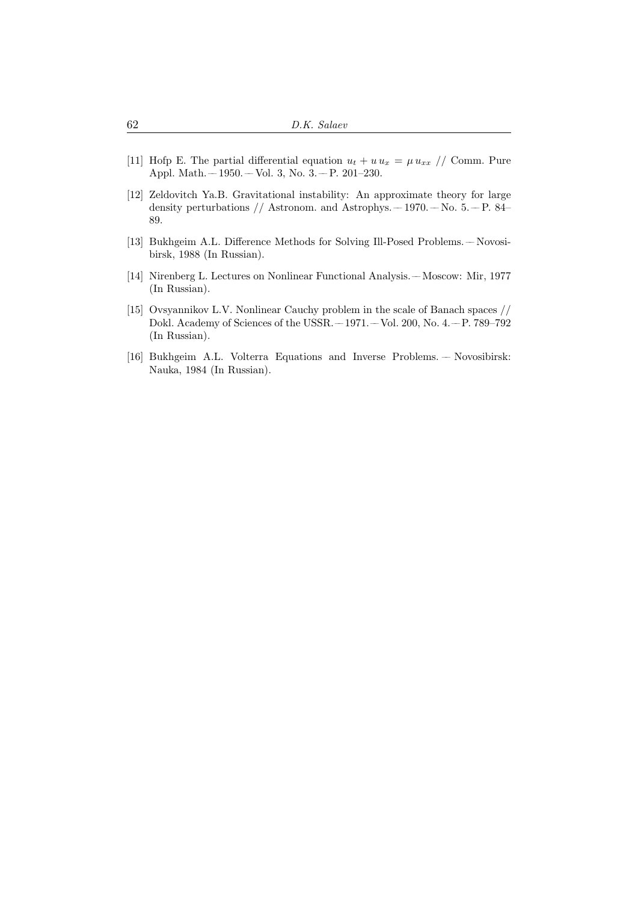[11] Hofp E. The partial differential equation $u_t + u\,u_x = \mu\,u_{xx}$ // Comm. Pure Appl. Math. — 1950. — Vol. 3, No. 3. — P. 201–230.

[12] Zeldovitch Ya.B. Gravitational instability: An approximate theory for large density perturbations // Astronom. and Astrophys. — 1970. — No. 5. — P. 84–89.

[13] Bukhgeim A.L. Difference Methods for Solving Ill-Posed Problems. — Novosibirsk, 1988 (In Russian).

[14] Nirenberg L. Lectures on Nonlinear Functional Analysis. — Moscow: Mir, 1977 (In Russian).

[15] Ovsyannikov L.V. Nonlinear Cauchy problem in the scale of Banach spaces // Dokl. Academy of Sciences of the USSR. — 1971. — Vol. 200, No. 4. — P. 789–792 (In Russian).

[16] Bukhgeim A.L. Volterra Equations and Inverse Problems. – Novosibirsk: Nauka, 1984 (In Russian).